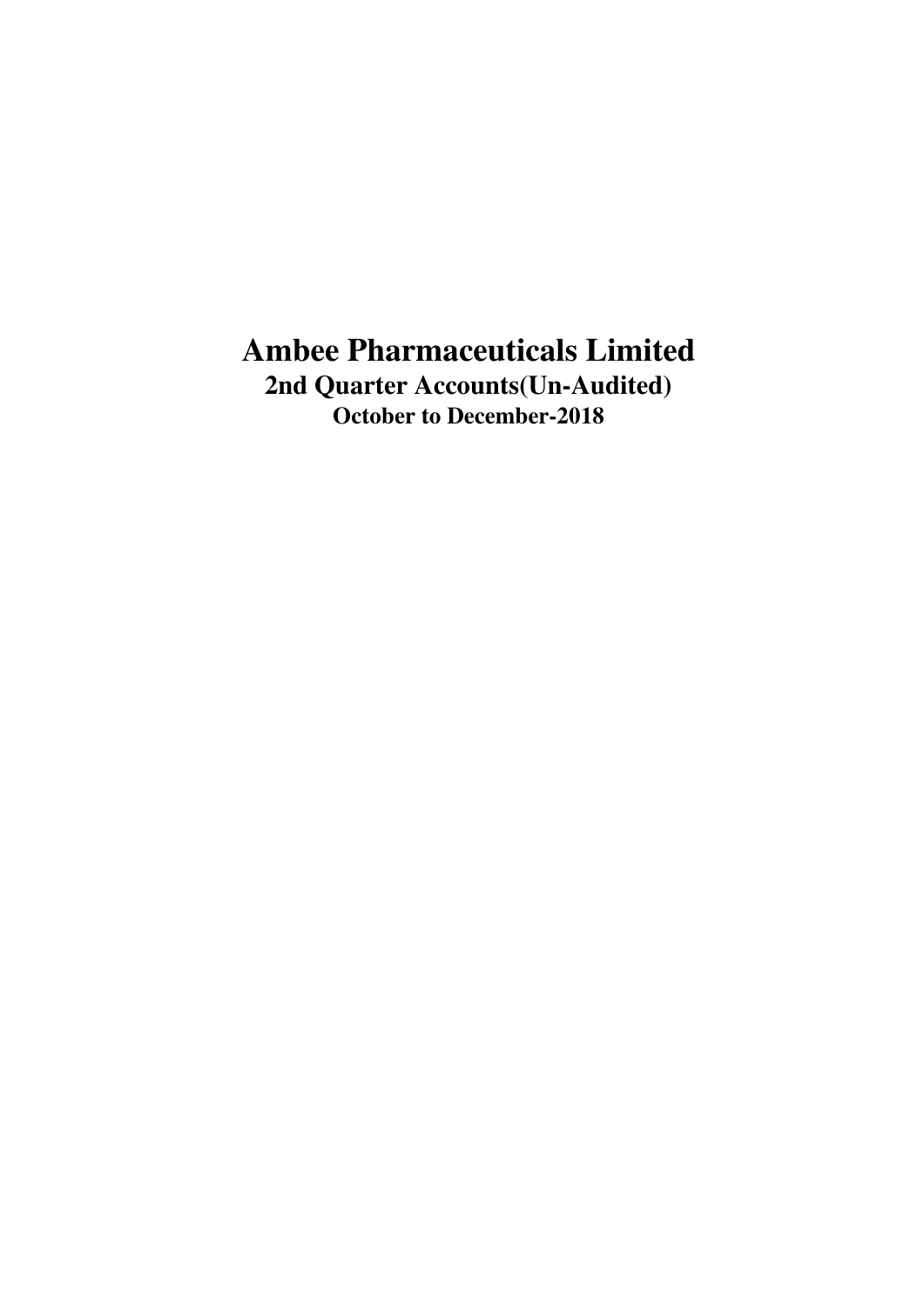# Ambee Pharmaceuticals Limited

## 2nd Quarter Accounts(Un-Audited)

### October to December-2018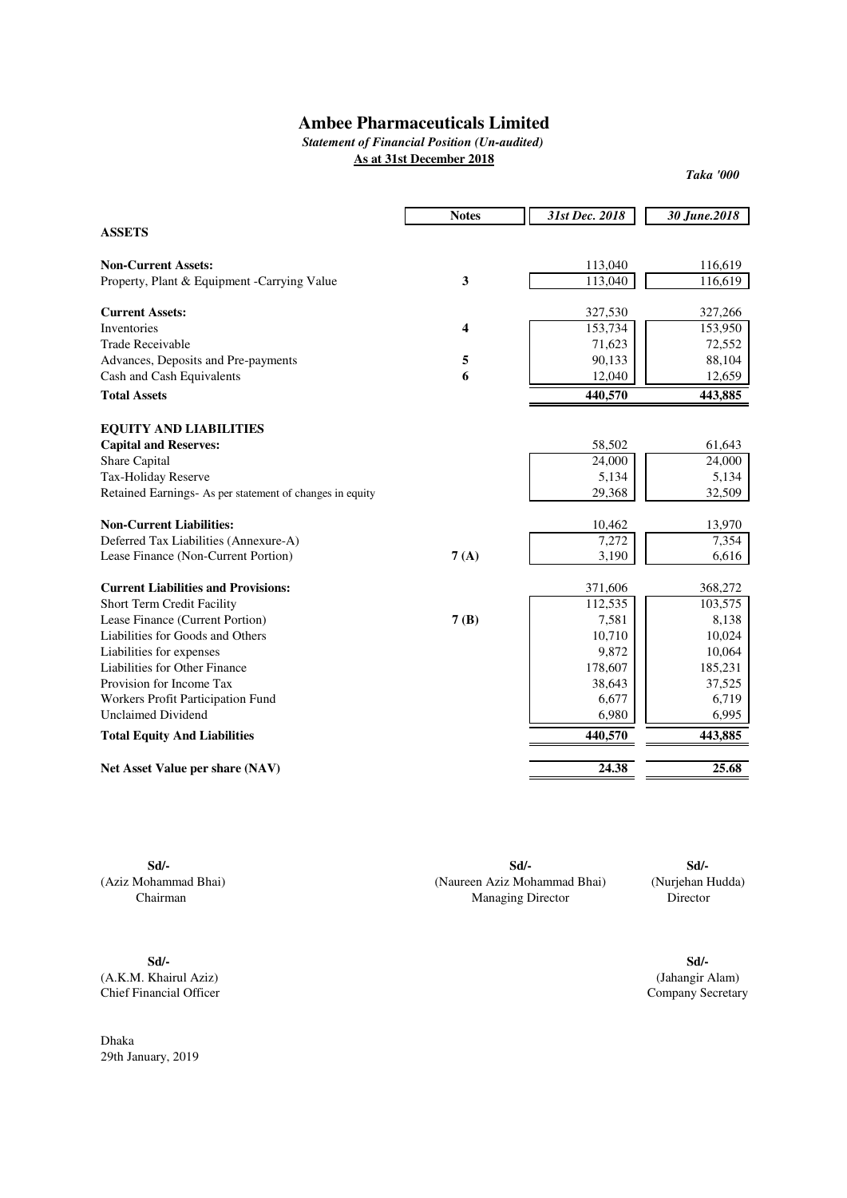# Ambee Pharmaceuticals Limited

***Statement of Financial Position (Un-audited)***

**As at 31st December 2018**

***Taka '000***

| | Notes | *31st Dec. 2018* | *30 June.2018* |
|---|---|---|---|
| **ASSETS** | | | |
| **Non-Current Assets:** | | 113,040 | 116,619 |
| Property, Plant & Equipment -Carrying Value | **3** | 113,040 | 116,619 |
| **Current Assets:** | | 327,530 | 327,266 |
| Inventories | **4** | 153,734 | 153,950 |
| Trade Receivable | | 71,623 | 72,552 |
| Advances, Deposits and Pre-payments | **5** | 90,133 | 88,104 |
| Cash and Cash Equivalents | **6** | 12,040 | 12,659 |
| **Total Assets** | | **440,570** | **443,885** |
| **EQUITY AND LIABILITIES** | | | |
| **Capital and Reserves:** | | 58,502 | 61,643 |
| Share Capital | | 24,000 | 24,000 |
| Tax-Holiday Reserve | | 5,134 | 5,134 |
| Retained Earnings- As per statement of changes in equity | | 29,368 | 32,509 |
| **Non-Current Liabilities:** | | 10,462 | 13,970 |
| Deferred Tax Liabilities (Annexure-A) | | 7,272 | 7,354 |
| Lease Finance (Non-Current Portion) | **7 (A)** | 3,190 | 6,616 |
| **Current Liabilities and Provisions:** | | 371,606 | 368,272 |
| Short Term Credit Facility | | 112,535 | 103,575 |
| Lease Finance (Current Portion) | **7 (B)** | 7,581 | 8,138 |
| Liabilities for Goods and Others | | 10,710 | 10,024 |
| Liabilities for expenses | | 9,872 | 10,064 |
| Liabilities for Other Finance | | 178,607 | 185,231 |
| Provision for Income Tax | | 38,643 | 37,525 |
| Workers Profit Participation Fund | | 6,677 | 6,719 |
| Unclaimed Dividend | | 6,980 | 6,995 |
| **Total Equity And Liabilities** | | **440,570** | **443,885** |
| **Net Asset Value per share (NAV)** | | **24.38** | **25.68** |

**Sd/-**
(Aziz Mohammad Bhai)
Chairman

**Sd/-**
(Naureen Aziz Mohammad Bhai)
Managing Director

**Sd/-**
(Nurjehan Hudda)
Director

**Sd/-**
(A.K.M. Khairul Aziz)
Chief Financial Officer

**Sd/-**
(Jahangir Alam)
Company Secretary

Dhaka
29th January, 2019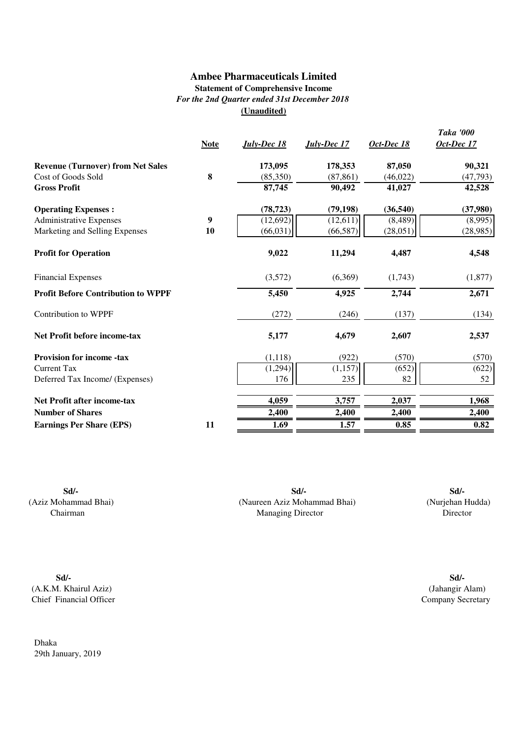# Ambee Pharmaceuticals Limited

**Statement of Comprehensive Income**

*For the 2nd Quarter ended 31st December 2018*

**(Unaudited)**

*Taka '000*

| | Note | *July-Dec 18* | *July-Dec 17* | *Oct-Dec 18* | *Oct-Dec 17* |
|---|---|---|---|---|---|
| **Revenue (Turnover) from Net Sales** | | **173,095** | **178,353** | **87,050** | **90,321** |
| Cost of Goods Sold | **8** | (85,350) | (87,861) | (46,022) | (47,793) |
| **Gross Profit** | | **87,745** | **90,492** | **41,027** | **42,528** |
| **Operating Expenses :** | | **(78,723)** | **(79,198)** | **(36,540)** | **(37,980)** |
| Administrative Expenses | **9** | (12,692) | (12,611) | (8,489) | (8,995) |
| Marketing and Selling Expenses | **10** | (66,031) | (66,587) | (28,051) | (28,985) |
| **Profit for Operation** | | **9,022** | **11,294** | **4,487** | **4,548** |
| Financial Expenses | | (3,572) | (6,369) | (1,743) | (1,877) |
| **Profit Before Contribution to WPPF** | | **5,450** | **4,925** | **2,744** | **2,671** |
| Contribution to WPPF | | (272) | (246) | (137) | (134) |
| **Net Profit before income-tax** | | **5,177** | **4,679** | **2,607** | **2,537** |
| **Provision for income -tax** | | (1,118) | (922) | (570) | (570) |
| Current Tax | | (1,294) | (1,157) | (652) | (622) |
| Deferred Tax Income/ (Expenses) | | 176 | 235 | 82 | 52 |
| **Net Profit after income-tax** | | **4,059** | **3,757** | **2,037** | **1,968** |
| **Number of Shares** | | **2,400** | **2,400** | **2,400** | **2,400** |
| **Earnings Per Share (EPS)** | **11** | **1.69** | **1.57** | **0.85** | **0.82** |

| | | |
|---|---|---|
| **Sd/-** | **Sd/-** | **Sd/-** |
| (Aziz Mohammad Bhai) | (Naureen Aziz Mohammad Bhai) | (Nurjehan Hudda) |
| Chairman | Managing Director | Director |

| | |
|---|---|
| **Sd/-** | **Sd/-** |
| (A.K.M. Khairul Aziz) | (Jahangir Alam) |
| Chief Financial Officer | Company Secretary |

Dhaka

29th January, 2019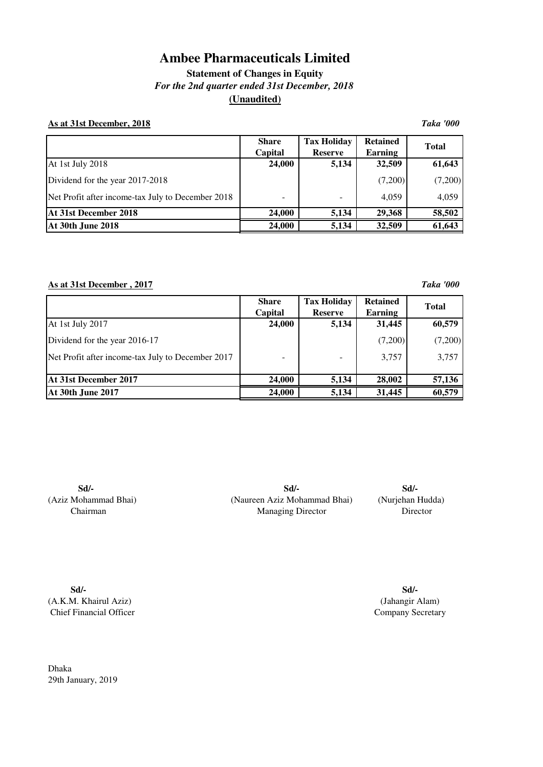# Ambee Pharmaceuticals Limited

**Statement of Changes in Equity**

***For the 2nd quarter ended 31st December, 2018***

**(Unaudited)**

**As at 31st December, 2018** ***Taka '000***

| | Share Capital | Tax Holiday Reserve | Retained Earning | Total |
|---|---|---|---|---|
| At 1st July 2018 | **24,000** | **5,134** | **32,509** | **61,643** |
| Dividend for the year 2017-2018 | | | (7,200) | (7,200) |
| Net Profit after income-tax July to December 2018 | - | - | 4,059 | 4,059 |
| **At 31st December 2018** | **24,000** | **5,134** | **29,368** | **58,502** |
| **At 30th June 2018** | **24,000** | **5,134** | **32,509** | **61,643** |

**As at 31st December , 2017** ***Taka '000***

| | Share Capital | Tax Holiday Reserve | Retained Earning | Total |
|---|---|---|---|---|
| At 1st July 2017 | **24,000** | **5,134** | **31,445** | **60,579** |
| Dividend for the year 2016-17 | | | (7,200) | (7,200) |
| Net Profit after income-tax July to December 2017 | - | - | 3,757 | 3,757 |
| **At 31st December 2017** | **24,000** | **5,134** | **28,002** | **57,136** |
| **At 30th June 2017** | **24,000** | **5,134** | **31,445** | **60,579** |

**Sd/-**
(Aziz Mohammad Bhai)
Chairman

**Sd/-**
(Naureen Aziz Mohammad Bhai)
Managing Director

**Sd/-**
(Nurjehan Hudda)
Director

**Sd/-**
(A.K.M. Khairul Aziz)
Chief Financial Officer

**Sd/-**
(Jahangir Alam)
Company Secretary

Dhaka
29th January, 2019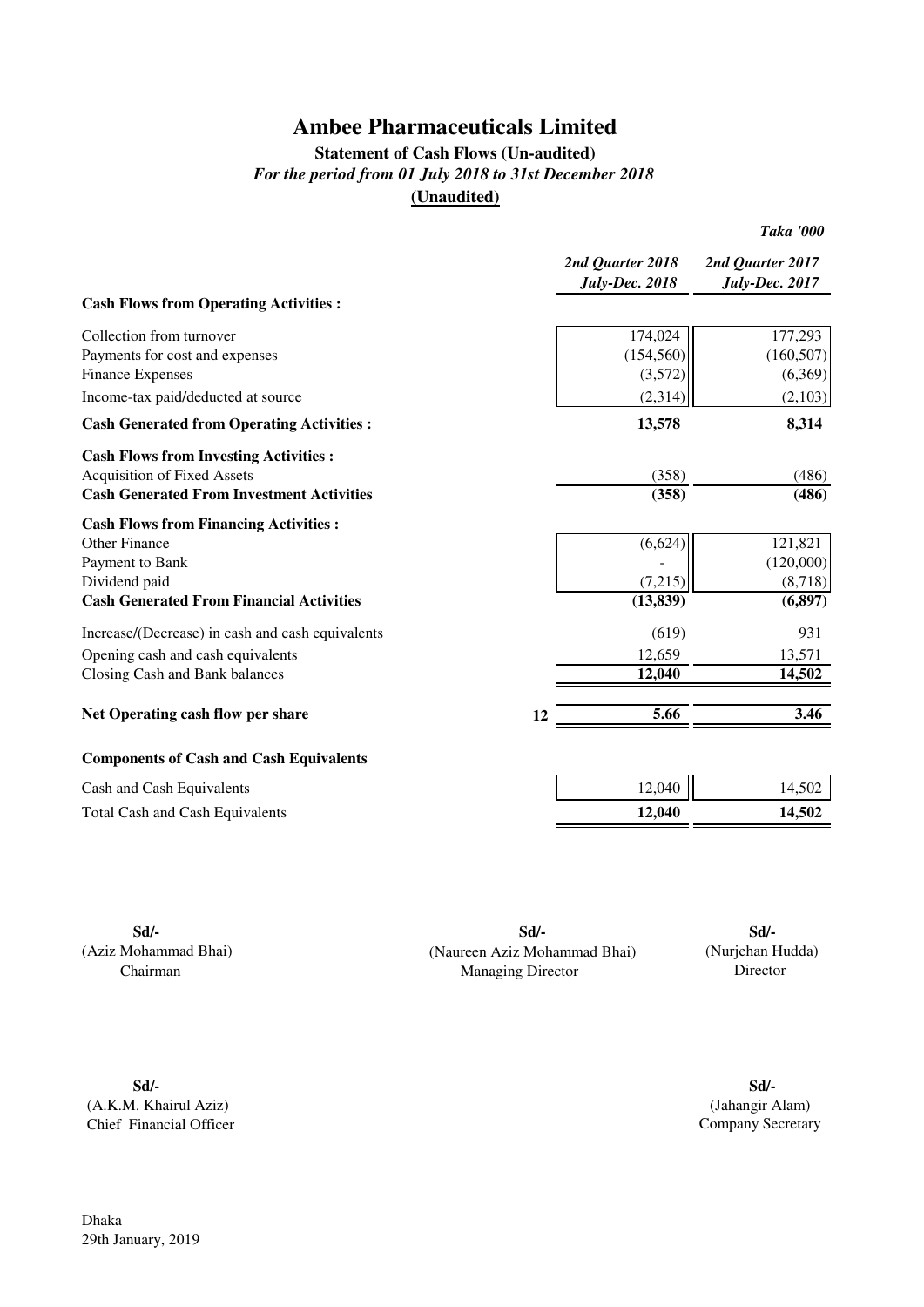# Ambee Pharmaceuticals Limited

## Statement of Cash Flows (Un-audited)

***For the period from 01 July 2018 to 31st December 2018***

**(Unaudited)**

***Taka '000***

| | | *2nd Quarter 2018 July-Dec. 2018* | *2nd Quarter 2017 July-Dec. 2017* |
|---|---|---|---|
| **Cash Flows from Operating Activities :** | | | |
| Collection from turnover | | 174,024 | 177,293 |
| Payments for cost and expenses | | (154,560) | (160,507) |
| Finance Expenses | | (3,572) | (6,369) |
| Income-tax paid/deducted at source | | (2,314) | (2,103) |
| **Cash Generated from Operating Activities :** | | **13,578** | **8,314** |
| **Cash Flows from Investing Activities :** | | | |
| Acquisition of Fixed Assets | | (358) | (486) |
| **Cash Generated From Investment Activities** | | **(358)** | **(486)** |
| **Cash Flows from Financing Activities :** | | | |
| Other Finance | | (6,624) | 121,821 |
| Payment to Bank | | - | (120,000) |
| Dividend paid | | (7,215) | (8,718) |
| **Cash Generated From Financial Activities** | | **(13,839)** | **(6,897)** |
| Increase/(Decrease) in cash and cash equivalents | | (619) | 931 |
| Opening cash and cash equivalents | | 12,659 | 13,571 |
| Closing Cash and Bank balances | | **12,040** | **14,502** |
| **Net Operating cash flow per share** | **12** | **5.66** | **3.46** |
| **Components of Cash and Cash Equivalents** | | | |
| Cash and Cash Equivalents | | 12,040 | 14,502 |
| Total Cash and Cash Equivalents | | **12,040** | **14,502** |

| | | |
|---|---|---|
| **Sd/-** | **Sd/-** | **Sd/-** |
| (Aziz Mohammad Bhai) | (Naureen Aziz Mohammad Bhai) | (Nurjehan Hudda) |
| Chairman | Managing Director | Director |

| | |
|---|---|
| **Sd/-** | **Sd/-** |
| (A.K.M. Khairul Aziz) | (Jahangir Alam) |
| Chief Financial Officer | Company Secretary |

Dhaka
29th January, 2019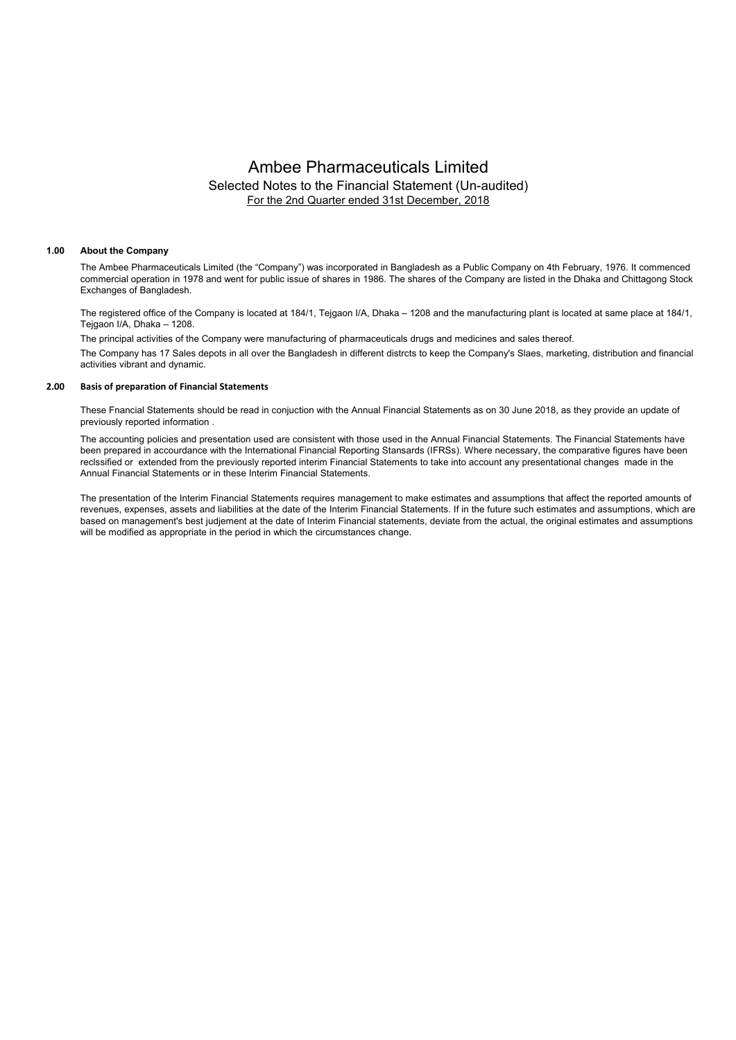# Ambee Pharmaceuticals Limited

## Selected Notes to the Financial Statement (Un-audited)

For the 2nd Quarter ended 31st December, 2018

### 1.00 About the Company

The Ambee Pharmaceuticals Limited (the "Company") was incorporated in Bangladesh as a Public Company on 4th February, 1976. It commenced commercial operation in 1978 and went for public issue of shares in 1986. The shares of the Company are listed in the Dhaka and Chittagong Stock Exchanges of Bangladesh.

The registered office of the Company is located at 184/1, Tejgaon I/A, Dhaka – 1208 and the manufacturing plant is located at same place at 184/1, Tejgaon I/A, Dhaka – 1208.

The principal activities of the Company were manufacturing of pharmaceuticals drugs and medicines and sales thereof.

The Company has 17 Sales depots in all over the Bangladesh in different distrcts to keep the Company's Slaes, marketing, distribution and financial activities vibrant and dynamic.

### 2.00 Basis of preparation of Financial Statements

These Fnancial Statements should be read in conjuction with the Annual Financial Statements as on 30 June 2018, as they provide an update of previously reported information .

The accounting policies and presentation used are consistent with those used in the Annual Financial Statements. The Financial Statements have been prepared in accourdance with the International Financial Reporting Stansards (IFRSs). Where necessary, the comparative figures have been reclssified or extended from the previously reported interim Financial Statements to take into account any presentational changes made in the Annual Financial Statements or in these Interim Financial Statements.

The presentation of the Interim Financial Statements requires management to make estimates and assumptions that affect the reported amounts of revenues, expenses, assets and liabilities at the date of the Interim Financial Statements. If in the future such estimates and assumptions, which are based on management's best judjement at the date of Interim Financial statements, deviate from the actual, the original estimates and assumptions will be modified as appropriate in the period in which the circumstances change.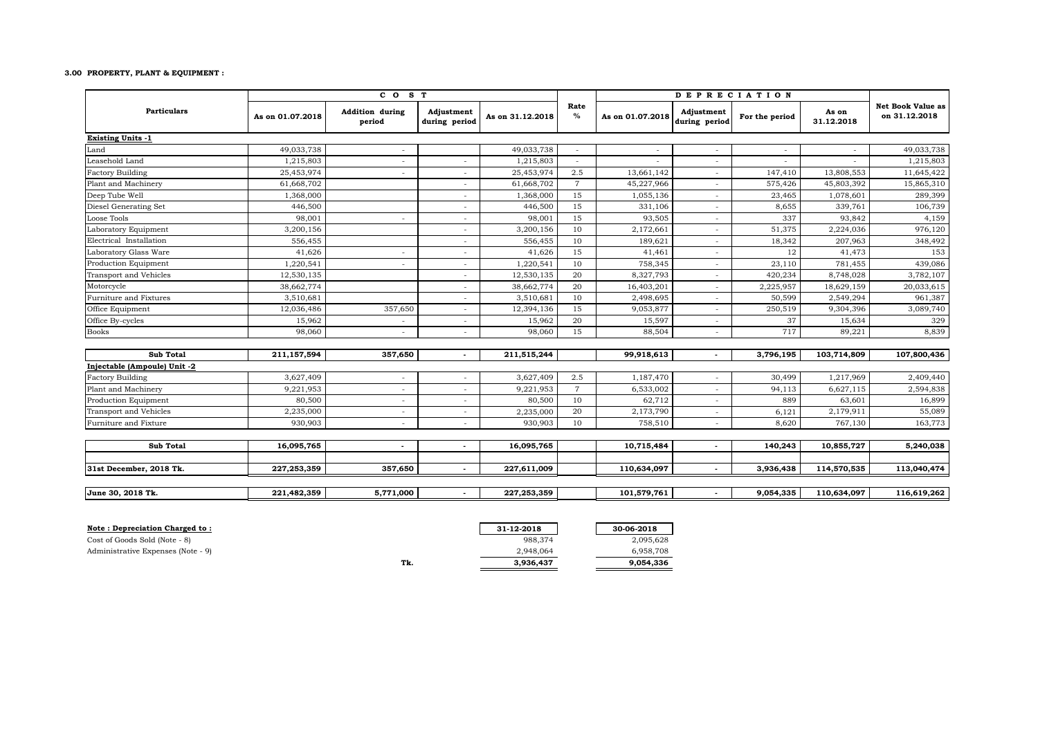### 3.00 PROPERTY, PLANT & EQUIPMENT :

| Particulars | C O S T | | | | Rate % | D E P R E C I A T I O N | | | | Net Book Value as on 31.12.2018 |
|---|---|---|---|---|---|---|---|---|---|---|
| | As on 01.07.2018 | Addition during period | Adjustment during period | As on 31.12.2018 | | As on 01.07.2018 | Adjustment during period | For the period | As on 31.12.2018 | |
| **Existing Units -1** | | | | | | | | | | |
| Land | 49,033,738 | - | | 49,033,738 | - | - | - | - | - | 49,033,738 |
| Leasehold Land | 1,215,803 | - | - | 1,215,803 | - | - | - | - | - | 1,215,803 |
| Factory Building | 25,453,974 | - | - | 25,453,974 | 2.5 | 13,661,142 | - | 147,410 | 13,808,553 | 11,645,422 |
| Plant and Machinery | 61,668,702 | | - | 61,668,702 | 7 | 45,227,966 | - | 575,426 | 45,803,392 | 15,865,310 |
| Deep Tube Well | 1,368,000 | | - | 1,368,000 | 15 | 1,055,136 | - | 23,465 | 1,078,601 | 289,399 |
| Diesel Generating Set | 446,500 | | - | 446,500 | 15 | 331,106 | - | 8,655 | 339,761 | 106,739 |
| Loose Tools | 98,001 | - | - | 98,001 | 15 | 93,505 | - | 337 | 93,842 | 4,159 |
| Laboratory Equipment | 3,200,156 | | - | 3,200,156 | 10 | 2,172,661 | - | 51,375 | 2,224,036 | 976,120 |
| Electrical Installation | 556,455 | | - | 556,455 | 10 | 189,621 | - | 18,342 | 207,963 | 348,492 |
| Laboratory Glass Ware | 41,626 | - | - | 41,626 | 15 | 41,461 | - | 12 | 41,473 | 153 |
| Production Equipment | 1,220,541 | - | - | 1,220,541 | 10 | 758,345 | - | 23,110 | 781,455 | 439,086 |
| Transport and Vehicles | 12,530,135 | | - | 12,530,135 | 20 | 8,327,793 | - | 420,234 | 8,748,028 | 3,782,107 |
| Motorcycle | 38,662,774 | | - | 38,662,774 | 20 | 16,403,201 | - | 2,225,957 | 18,629,159 | 20,033,615 |
| Furniture and Fixtures | 3,510,681 | | - | 3,510,681 | 10 | 2,498,695 | - | 50,599 | 2,549,294 | 961,387 |
| Office Equipment | 12,036,486 | 357,650 | - | 12,394,136 | 15 | 9,053,877 | - | 250,519 | 9,304,396 | 3,089,740 |
| Office By-cycles | 15,962 | - | - | 15,962 | 20 | 15,597 | - | 37 | 15,634 | 329 |
| Books | 98,060 | - | - | 98,060 | 15 | 88,504 | - | 717 | 89,221 | 8,839 |
| **Sub Total** | **211,157,594** | **357,650** | **-** | **211,515,244** | | **99,918,613** | **-** | **3,796,195** | **103,714,809** | **107,800,436** |
| **Injectable (Ampoule) Unit -2** | | | | | | | | | | |
| Factory Building | 3,627,409 | - | - | 3,627,409 | 2.5 | 1,187,470 | - | 30,499 | 1,217,969 | 2,409,440 |
| Plant and Machinery | 9,221,953 | - | - | 9,221,953 | 7 | 6,533,002 | - | 94,113 | 6,627,115 | 2,594,838 |
| Production Equipment | 80,500 | - | - | 80,500 | 10 | 62,712 | - | 889 | 63,601 | 16,899 |
| Transport and Vehicles | 2,235,000 | - | - | 2,235,000 | 20 | 2,173,790 | - | 6,121 | 2,179,911 | 55,089 |
| Furniture and Fixture | 930,903 | - | - | 930,903 | 10 | 758,510 | - | 8,620 | 767,130 | 163,773 |
| **Sub Total** | **16,095,765** | **-** | **-** | **16,095,765** | | **10,715,484** | **-** | **140,243** | **10,855,727** | **5,240,038** |
| **31st December, 2018 Tk.** | **227,253,359** | **357,650** | **-** | **227,611,009** | | **110,634,097** | **-** | **3,936,438** | **114,570,535** | **113,040,474** |
| **June 30, 2018 Tk.** | **221,482,359** | **5,771,000** | **-** | **227,253,359** | | **101,579,761** | **-** | **9,054,335** | **110,634,097** | **116,619,262** |

| **Note : Depreciation Charged to :** | 31-12-2018 | 30-06-2018 |
|---|---|---|
| Cost of Goods Sold (Note - 8) | 988,374 | 2,095,628 |
| Administrative Expenses (Note - 9) | 2,948,064 | 6,958,708 |
| Tk. | **3,936,437** | **9,054,336** |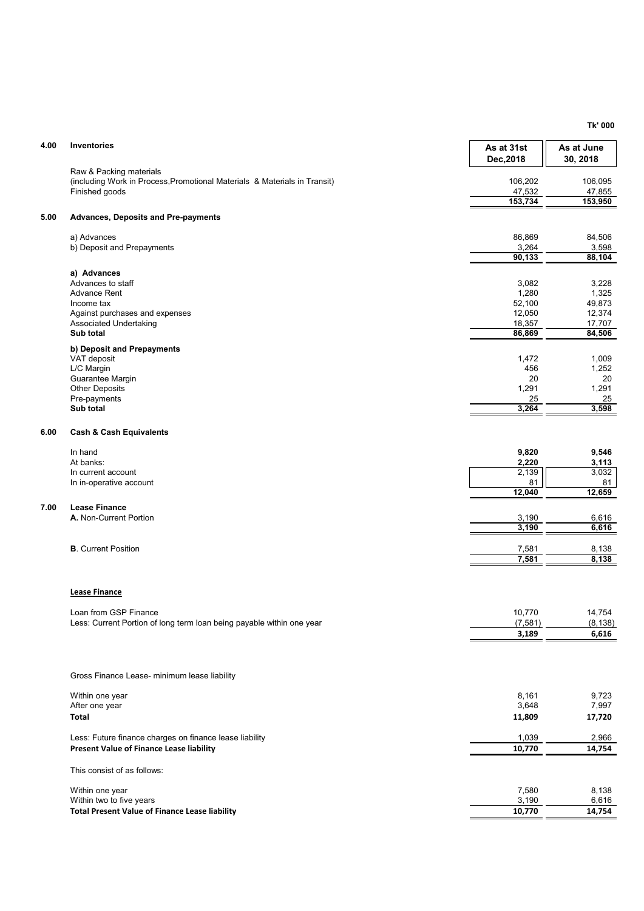**Tk' 000**

| | | As at 31st Dec,2018 | As at June 30, 2018 |
|---|---|---|---|
| **4.00** | **Inventories** | | |
| | Raw & Packing materials (including Work in Process,Promotional Materials & Materials in Transit) | 106,202 | 106,095 |
| | Finished goods | 47,532 | 47,855 |
| | | **153,734** | **153,950** |
| **5.00** | **Advances, Deposits and Pre-payments** | | |
| | a) Advances | 86,869 | 84,506 |
| | b) Deposit and Prepayments | 3,264 | 3,598 |
| | | **90,133** | **88,104** |
| | **a) Advances** | | |
| | Advances to staff | 3,082 | 3,228 |
| | Advance Rent | 1,280 | 1,325 |
| | Income tax | 52,100 | 49,873 |
| | Against purchases and expenses | 12,050 | 12,374 |
| | Associated Undertaking | 18,357 | 17,707 |
| | **Sub total** | **86,869** | **84,506** |
| | **b) Deposit and Prepayments** | | |
| | VAT deposit | 1,472 | 1,009 |
| | L/C Margin | 456 | 1,252 |
| | Guarantee Margin | 20 | 20 |
| | Other Deposits | 1,291 | 1,291 |
| | Pre-payments | 25 | 25 |
| | **Sub total** | **3,264** | **3,598** |
| **6.00** | **Cash & Cash Equivalents** | | |
| | In hand | **9,820** | **9,546** |
| | At banks: | **2,220** | **3,113** |
| | In current account | 2,139 | 3,032 |
| | In in-operative account | 81 | 81 |
| | | **12,040** | **12,659** |
| **7.00** | **Lease Finance** | | |
| | **A.** Non-Current Portion | 3,190 | 6,616 |
| | | **3,190** | **6,616** |
| | **B**. Current Position | 7,581 | 8,138 |
| | | **7,581** | **8,138** |

**Lease Finance**

| | As at 31st Dec,2018 | As at June 30, 2018 |
|---|---|---|
| Loan from GSP Finance | 10,770 | 14,754 |
| Less: Current Portion of long term loan being payable within one year | (7,581) | (8,138) |
| | **3,189** | **6,616** |
| Gross Finance Lease- minimum lease liability | | |
| Within one year | 8,161 | 9,723 |
| After one year | 3,648 | 7,997 |
| **Total** | **11,809** | **17,720** |
| Less: Future finance charges on finance lease liability | 1,039 | 2,966 |
| **Present Value of Finance Lease liability** | **10,770** | **14,754** |
| This consist of as follows: | | |
| Within one year | 7,580 | 8,138 |
| Within two to five years | 3,190 | 6,616 |
| **Total Present Value of Finance Lease liability** | **10,770** | **14,754** |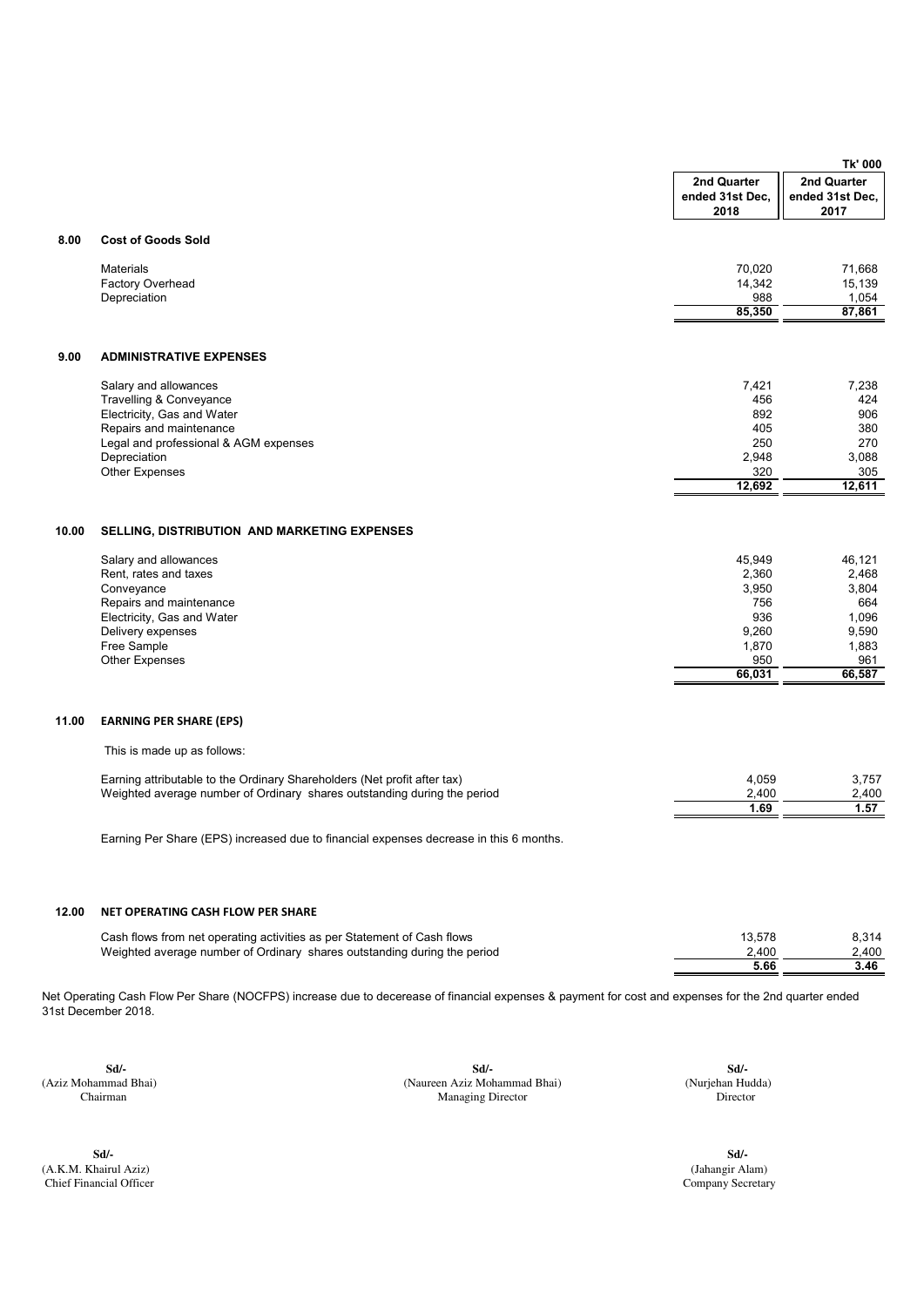| | | 2nd Quarter ended 31st Dec, 2018 | 2nd Quarter ended 31st Dec, 2017 |
|---|---|---|---|
| | | **Tk' 000** | |
| **8.00** | **Cost of Goods Sold** | | |
| | Materials | 70,020 | 71,668 |
| | Factory Overhead | 14,342 | 15,139 |
| | Depreciation | 988 | 1,054 |
| | | **85,350** | **87,861** |
| **9.00** | **ADMINISTRATIVE EXPENSES** | | |
| | Salary and allowances | 7,421 | 7,238 |
| | Travelling & Conveyance | 456 | 424 |
| | Electricity, Gas and Water | 892 | 906 |
| | Repairs and maintenance | 405 | 380 |
| | Legal and professional & AGM expenses | 250 | 270 |
| | Depreciation | 2,948 | 3,088 |
| | Other Expenses | 320 | 305 |
| | | **12,692** | **12,611** |
| **10.00** | **SELLING, DISTRIBUTION AND MARKETING EXPENSES** | | |
| | Salary and allowances | 45,949 | 46,121 |
| | Rent, rates and taxes | 2,360 | 2,468 |
| | Conveyance | 3,950 | 3,804 |
| | Repairs and maintenance | 756 | 664 |
| | Electricity, Gas and Water | 936 | 1,096 |
| | Delivery expenses | 9,260 | 9,590 |
| | Free Sample | 1,870 | 1,883 |
| | Other Expenses | 950 | 961 |
| | | **66,031** | **66,587** |
| **11.00** | **EARNING PER SHARE (EPS)** | | |
| | This is made up as follows: | | |
| | Earning attributable to the Ordinary Shareholders (Net profit after tax) | 4,059 | 3,757 |
| | Weighted average number of Ordinary shares outstanding during the period | 2,400 | 2,400 |
| | | **1.69** | **1.57** |

Earning Per Share (EPS) increased due to financial expenses decrease in this 6 months.

| | | 2nd Quarter ended 31st Dec, 2018 | 2nd Quarter ended 31st Dec, 2017 |
|---|---|---|---|
| **12.00** | **NET OPERATING CASH FLOW PER SHARE** | | |
| | Cash flows from net operating activities as per Statement of Cash flows | 13,578 | 8,314 |
| | Weighted average number of Ordinary shares outstanding during the period | 2,400 | 2,400 |
| | | **5.66** | **3.46** |

Net Operating Cash Flow Per Share (NOCFPS) increase due to decerease of financial expenses & payment for cost and expenses for the 2nd quarter ended 31st December 2018.

**Sd/-**
(Aziz Mohammad Bhai)
Chairman

**Sd/-**
(Naureen Aziz Mohammad Bhai)
Managing Director

**Sd/-**
(Nurjehan Hudda)
Director

**Sd/-**
(A.K.M. Khairul Aziz)
Chief Financial Officer

**Sd/-**
(Jahangir Alam)
Company Secretary